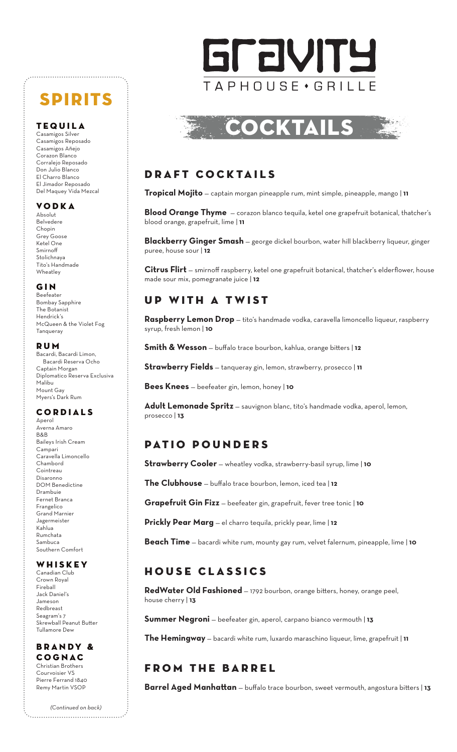# Gravity

TAPHOUSE • GRILLE

# COCKTAILS

## DRAFT COCKTAILS

**Tropical Mojito** — captain morgan pineapple rum, mint simple, pineapple, mango | **11**

**Blood Orange Thyme** — corazon blanco tequila, ketel one grapefruit botanical, thatcher's blood orange, grapefruit, lime | **11**

**Blackberry Ginger Smash** — george dickel bourbon, water hill blackberry liqueur, ginger puree, house sour | **12**

**Citrus Flirt** — smirnoff raspberry, ketel one grapefruit botanical, thatcher's elderflower, house made sour mix, pomegranate juice | **12**

## UP WITH A TWIST

**Raspberry Lemon Drop** — tito's handmade vodka, caravella limoncello liqueur, raspberry syrup, fresh lemon | **10**

**Smith & Wesson** — buffalo trace bourbon, kahlua, orange bitters | **12**

**Strawberry Fields** — tanqueray gin, lemon, strawberry, prosecco | **11**

**Bees Knees** — beefeater gin, lemon, honey | **10**

**Adult Lemonade Spritz** — sauvignon blanc, tito's handmade vodka, aperol, lemon, prosecco | **13**

## PATIO POUNDERS

**Strawberry Cooler** — wheatley vodka, strawberry-basil syrup, lime | **10**

**The Clubhouse** — buffalo trace bourbon, lemon, iced tea | **12**

**Grapefruit Gin Fizz** — beefeater gin, grapefruit, fever tree tonic | **10**

**Prickly Pear Marg** — el charro tequila, prickly pear, lime | **12**

**Beach Time** — bacardi white rum, mounty gay rum, velvet falernum, pineapple, lime | **10**

## HOUSE CLASSICS

**RedWater Old Fashioned** — 1792 bourbon, orange bitters, honey, orange peel, house cherry | **13**

**Summer Negroni** — beefeater gin, aperol, carpano bianco vermouth | **13**

**The Hemingway** — bacardi white rum, luxardo maraschino liqueur, lime, grapefruit | **11**

## FROM THE BARREL

**Barrel Aged Manhattan** — buffalo trace bourbon, sweet vermouth, angostura bitters | **13**

# SPIRITS

### TEQUILA

Casamigos Silver
Casamigos Reposado
Casamigos Añejo
Corazon Blanco
Corralejo Reposado
Don Julio Blanco
El Charro Blanco
El Jimador Reposado
Del Maquey Vida Mezcal

### VODKA

Absolut
Belvedere
Chopin
Grey Goose
Ketel One
Smirnoff
Stolichnaya
Tito's Handmade
Wheatley

### GIN

Beefeater
Bombay Sapphire
The Botanist
Hendrick's
McQueen & the Violet Fog
Tanqueray

### RUM

Bacardi, Bacardi Limon, Bacardi Reserva Ocho
Captain Morgan
Diplomatico Reserva Exclusiva
Malibu
Mount Gay
Myers's Dark Rum

### CORDIALS

Aperol
Averna Amaro
B&B
Baileys Irish Cream
Campari
Caravella Limoncello
Chambord
Cointreau
Disaronno
DOM Benedictine
Drambuie
Fernet Branca
Frangelico
Grand Marnier
Jagermeister
Kahlua
Rumchata
Sambuca
Southern Comfort

### WHISKEY

Canadian Club
Crown Royal
Fireball
Jack Daniel's
Jameson
Redbreast
Seagram's 7
Skrewball Peanut Butter
Tullamore Dew

### BRANDY & COGNAC

Christian Brothers
Courvoisier VS
Pierre Ferrand 1840
Remy Martin VSOP

*(Continued on back)*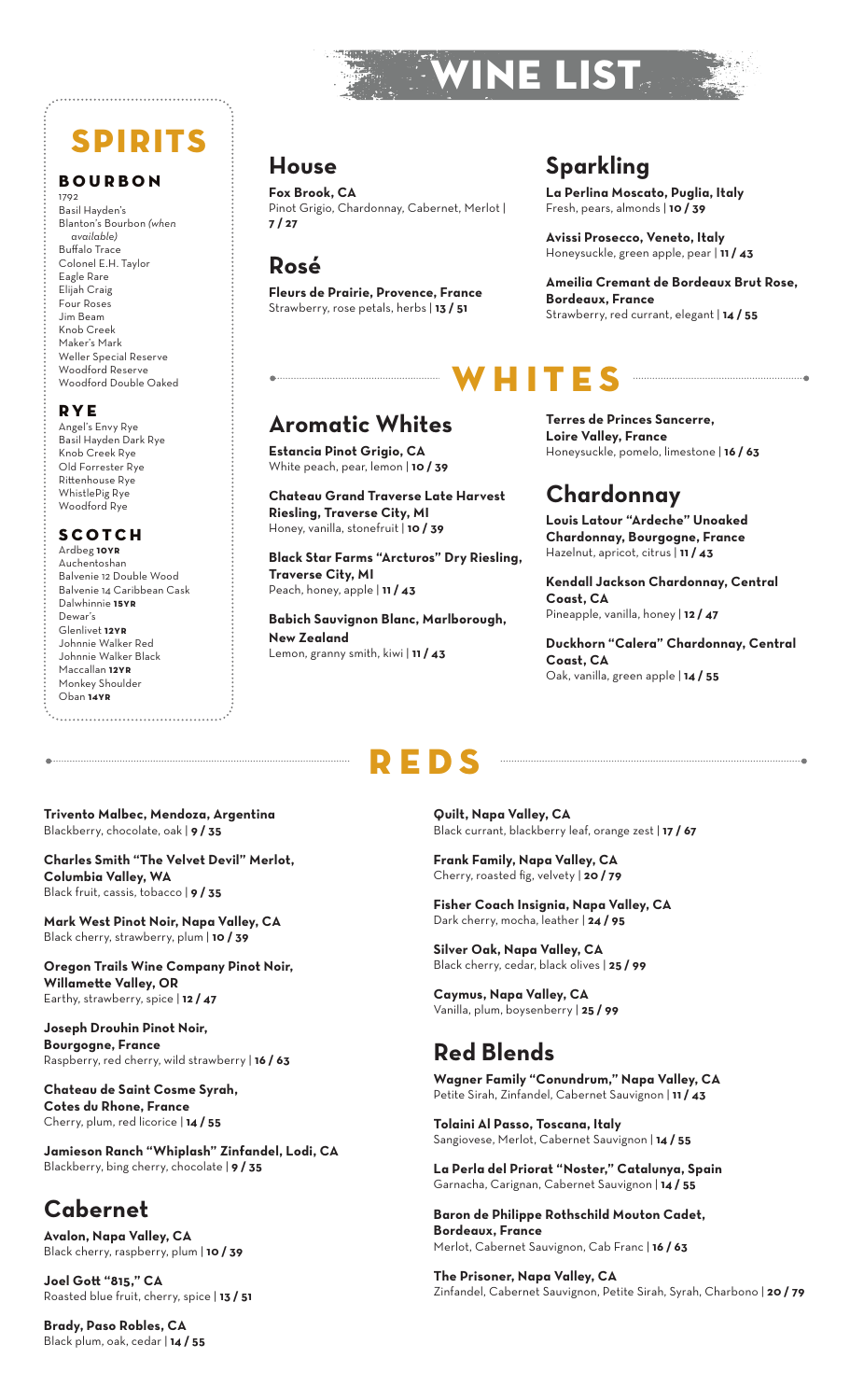# WINE LIST

## SPIRITS

### BOURBON

1792
Basil Hayden's
Blanton's Bourbon *(when available)*
Buffalo Trace
Colonel E.H. Taylor
Eagle Rare
Elijah Craig
Four Roses
Jim Beam
Knob Creek
Maker's Mark
Weller Special Reserve
Woodford Reserve
Woodford Double Oaked

### RYE

Angel's Envy Rye
Basil Hayden Dark Rye
Knob Creek Rye
Old Forrester Rye
Rittenhouse Rye
WhistlePig Rye
Woodford Rye

### SCOTCH

Ardbeg **10YR**
Auchentoshan
Balvenie 12 Double Wood
Balvenie 14 Caribbean Cask
Dalwhinnie **15YR**
Dewar's
Glenlivet **12YR**
Johnnie Walker Red
Johnnie Walker Black
Maccallan **12YR**
Monkey Shoulder
Oban **14YR**

## House

**Fox Brook, CA**
Pinot Grigio, Chardonnay, Cabernet, Merlot | **7 / 27**

## Rosé

**Fleurs de Prairie, Provence, France**
Strawberry, rose petals, herbs | **13 / 51**

## Sparkling

**La Perlina Moscato, Puglia, Italy**
Fresh, pears, almonds | **10 / 39**

**Avissi Prosecco, Veneto, Italy**
Honeysuckle, green apple, pear | **11 / 43**

**Ameilia Cremant de Bordeaux Brut Rose, Bordeaux, France**
Strawberry, red currant, elegant | **14 / 55**

# WHITES

## Aromatic Whites

**Estancia Pinot Grigio, CA**
White peach, pear, lemon | **10 / 39**

**Chateau Grand Traverse Late Harvest Riesling, Traverse City, MI**
Honey, vanilla, stonefruit | **10 / 39**

**Black Star Farms "Arcturos" Dry Riesling, Traverse City, MI**
Peach, honey, apple | **11 / 43**

**Babich Sauvignon Blanc, Marlborough, New Zealand**
Lemon, granny smith, kiwi | **11 / 43**

**Terres de Princes Sancerre, Loire Valley, France**
Honeysuckle, pomelo, limestone | **16 / 63**

## Chardonnay

**Louis Latour "Ardeche" Unoaked Chardonnay, Bourgogne, France**
Hazelnut, apricot, citrus | **11 / 43**

**Kendall Jackson Chardonnay, Central Coast, CA**
Pineapple, vanilla, honey | **12 / 47**

**Duckhorn "Calera" Chardonnay, Central Coast, CA**
Oak, vanilla, green apple | **14 / 55**

# REDS

**Trivento Malbec, Mendoza, Argentina**
Blackberry, chocolate, oak | **9 / 35**

**Charles Smith "The Velvet Devil" Merlot, Columbia Valley, WA**
Black fruit, cassis, tobacco | **9 / 35**

**Mark West Pinot Noir, Napa Valley, CA**
Black cherry, strawberry, plum | **10 / 39**

**Oregon Trails Wine Company Pinot Noir, Willamette Valley, OR**
Earthy, strawberry, spice | **12 / 47**

**Joseph Drouhin Pinot Noir, Bourgogne, France**
Raspberry, red cherry, wild strawberry | **16 / 63**

**Chateau de Saint Cosme Syrah, Cotes du Rhone, France**
Cherry, plum, red licorice | **14 / 55**

**Jamieson Ranch "Whiplash" Zinfandel, Lodi, CA**
Blackberry, bing cherry, chocolate | **9 / 35**

## Cabernet

**Avalon, Napa Valley, CA**
Black cherry, raspberry, plum | **10 / 39**

**Joel Gott "815," CA**
Roasted blue fruit, cherry, spice | **13 / 51**

**Brady, Paso Robles, CA**
Black plum, oak, cedar | **14 / 55**

**Quilt, Napa Valley, CA**
Black currant, blackberry leaf, orange zest | **17 / 67**

**Frank Family, Napa Valley, CA**
Cherry, roasted fig, velvety | **20 / 79**

**Fisher Coach Insignia, Napa Valley, CA**
Dark cherry, mocha, leather | **24 / 95**

**Silver Oak, Napa Valley, CA**
Black cherry, cedar, black olives | **25 / 99**

**Caymus, Napa Valley, CA**
Vanilla, plum, boysenberry | **25 / 99**

## Red Blends

**Wagner Family "Conundrum," Napa Valley, CA**
Petite Sirah, Zinfandel, Cabernet Sauvignon | **11 / 43**

**Tolaini Al Passo, Toscana, Italy**
Sangiovese, Merlot, Cabernet Sauvignon | **14 / 55**

**La Perla del Priorat "Noster," Catalunya, Spain**
Garnacha, Carignan, Cabernet Sauvignon | **14 / 55**

**Baron de Philippe Rothschild Mouton Cadet, Bordeaux, France**
Merlot, Cabernet Sauvignon, Cab Franc | **16 / 63**

**The Prisoner, Napa Valley, CA**
Zinfandel, Cabernet Sauvignon, Petite Sirah, Syrah, Charbono | **20 / 79**